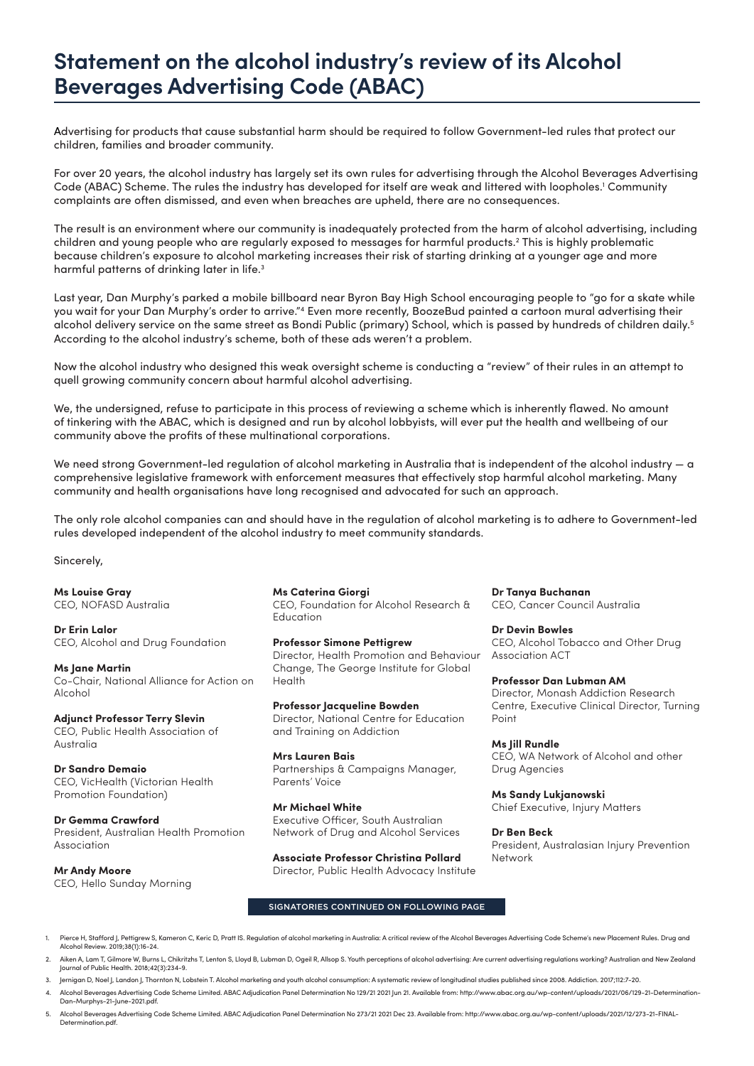# Statement on the alcohol industry's review of its Alcohol Beverages Advertising Code (ABAC)

Advertising for products that cause substantial harm should be required to follow Government-led rules that protect our children, families and broader community.

For over 20 years, the alcohol industry has largely set its own rules for advertising through the Alcohol Beverages Advertising Code (ABAC) Scheme. The rules the industry has developed for itself are weak and littered with loopholes.[1] Community complaints are often dismissed, and even when breaches are upheld, there are no consequences.

The result is an environment where our community is inadequately protected from the harm of alcohol advertising, including children and young people who are regularly exposed to messages for harmful products.[2] This is highly problematic because children's exposure to alcohol marketing increases their risk of starting drinking at a younger age and more harmful patterns of drinking later in life.[3]

Last year, Dan Murphy's parked a mobile billboard near Byron Bay High School encouraging people to "go for a skate while you wait for your Dan Murphy's order to arrive."[4] Even more recently, BoozeBud painted a cartoon mural advertising their alcohol delivery service on the same street as Bondi Public (primary) School, which is passed by hundreds of children daily.[5] According to the alcohol industry's scheme, both of these ads weren't a problem.

Now the alcohol industry who designed this weak oversight scheme is conducting a "review" of their rules in an attempt to quell growing community concern about harmful alcohol advertising.

We, the undersigned, refuse to participate in this process of reviewing a scheme which is inherently flawed. No amount of tinkering with the ABAC, which is designed and run by alcohol lobbyists, will ever put the health and wellbeing of our community above the profits of these multinational corporations.

We need strong Government-led regulation of alcohol marketing in Australia that is independent of the alcohol industry — a comprehensive legislative framework with enforcement measures that effectively stop harmful alcohol marketing. Many community and health organisations have long recognised and advocated for such an approach.

The only role alcohol companies can and should have in the regulation of alcohol marketing is to adhere to Government-led rules developed independent of the alcohol industry to meet community standards.

Sincerely,

**Ms Louise Gray**
CEO, NOFASD Australia

**Dr Erin Lalor**
CEO, Alcohol and Drug Foundation

**Ms Jane Martin**
Co-Chair, National Alliance for Action on Alcohol

**Adjunct Professor Terry Slevin**
CEO, Public Health Association of Australia

**Dr Sandro Demaio**
CEO, VicHealth (Victorian Health Promotion Foundation)

**Dr Gemma Crawford**
President, Australian Health Promotion Association

**Mr Andy Moore**
CEO, Hello Sunday Morning

**Ms Caterina Giorgi**
CEO, Foundation for Alcohol Research & Education

**Professor Simone Pettigrew**
Director, Health Promotion and Behaviour Change, The George Institute for Global Health

**Professor Jacqueline Bowden**
Director, National Centre for Education and Training on Addiction

**Mrs Lauren Bais**
Partnerships & Campaigns Manager, Parents' Voice

**Mr Michael White**
Executive Officer, South Australian Network of Drug and Alcohol Services

**Associate Professor Christina Pollard**
Director, Public Health Advocacy Institute

**Dr Tanya Buchanan**
CEO, Cancer Council Australia

**Dr Devin Bowles**
CEO, Alcohol Tobacco and Other Drug Association ACT

**Professor Dan Lubman AM**
Director, Monash Addiction Research Centre, Executive Clinical Director, Turning Point

**Ms Jill Rundle**
CEO, WA Network of Alcohol and other Drug Agencies

**Ms Sandy Lukjanowski**
Chief Executive, Injury Matters

**Dr Ben Beck**
President, Australasian Injury Prevention Network

SIGNATORIES CONTINUED ON FOLLOWING PAGE

1. Pierce H, Stafford J, Pettigrew S, Kameron C, Keric D, Pratt IS. Regulation of alcohol marketing in Australia: A critical review of the Alcohol Beverages Advertising Code Scheme's new Placement Rules. Drug and Alcohol Review. 2019;38(1):16-24.
2. Aiken A, Lam T, Gilmore W, Burns L, Chikritzhs T, Lenton S, Lloyd B, Lubman D, Ogeil R, Allsop S. Youth perceptions of alcohol advertising: Are current advertising regulations working? Australian and New Zealand Journal of Public Health. 2018;42(3):234-9.
3. Jernigan D, Noel J, Landon J, Thornton N, Lobstein T. Alcohol marketing and youth alcohol consumption: A systematic review of longitudinal studies published since 2008. Addiction. 2017;112:7-20.
4. Alcohol Beverages Advertising Code Scheme Limited. ABAC Adjudication Panel Determination No 129/21 2021 Jun 21. Available from: http://www.abac.org.au/wp-content/uploads/2021/06/129-21-Determination-Dan-Murphys-21-June-2021.pdf.
5. Alcohol Beverages Advertising Code Scheme Limited. ABAC Adjudication Panel Determination No 273/21 2021 Dec 23. Available from: http://www.abac.org.au/wp-content/uploads/2021/12/273-21-FINAL-Determination.pdf.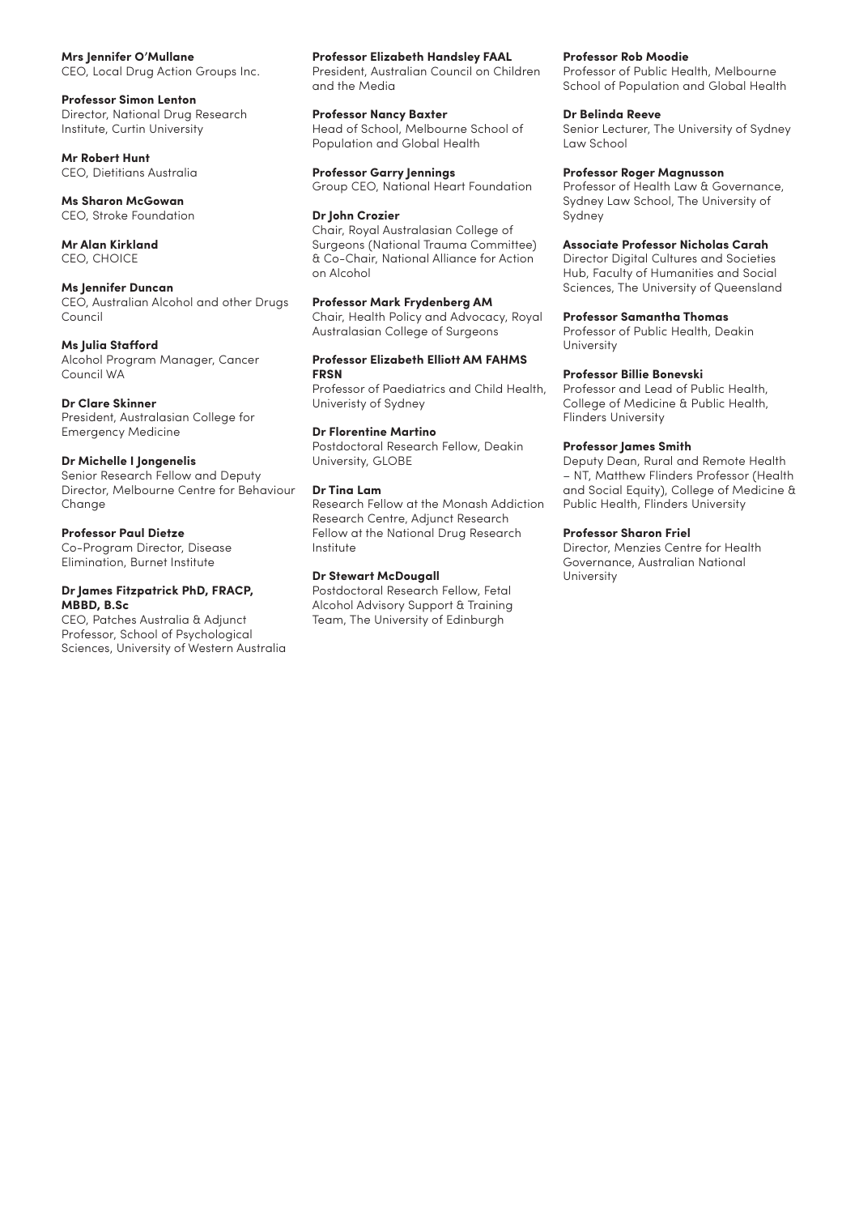**Mrs Jennifer O'Mullane**
CEO, Local Drug Action Groups Inc.

**Professor Simon Lenton**
Director, National Drug Research Institute, Curtin University

**Mr Robert Hunt**
CEO, Dietitians Australia

**Ms Sharon McGowan**
CEO, Stroke Foundation

**Mr Alan Kirkland**
CEO, CHOICE

**Ms Jennifer Duncan**
CEO, Australian Alcohol and other Drugs Council

**Ms Julia Stafford**
Alcohol Program Manager, Cancer Council WA

**Dr Clare Skinner**
President, Australasian College for Emergency Medicine

**Dr Michelle I Jongenelis**
Senior Research Fellow and Deputy Director, Melbourne Centre for Behaviour Change

**Professor Paul Dietze**
Co-Program Director, Disease Elimination, Burnet Institute

**Dr James Fitzpatrick PhD, FRACP, MBBD, B.Sc**
CEO, Patches Australia & Adjunct Professor, School of Psychological Sciences, University of Western Australia

**Professor Elizabeth Handsley FAAL**
President, Australian Council on Children and the Media

**Professor Nancy Baxter**
Head of School, Melbourne School of Population and Global Health

**Professor Garry Jennings**
Group CEO, National Heart Foundation

**Dr John Crozier**
Chair, Royal Australasian College of Surgeons (National Trauma Committee) & Co-Chair, National Alliance for Action on Alcohol

**Professor Mark Frydenberg AM**
Chair, Health Policy and Advocacy, Royal Australasian College of Surgeons

**Professor Elizabeth Elliott AM FAHMS FRSN**
Professor of Paediatrics and Child Health, Univeristy of Sydney

**Dr Florentine Martino**
Postdoctoral Research Fellow, Deakin University, GLOBE

**Dr Tina Lam**
Research Fellow at the Monash Addiction Research Centre, Adjunct Research Fellow at the National Drug Research Institute

**Dr Stewart McDougall**
Postdoctoral Research Fellow, Fetal Alcohol Advisory Support & Training Team, The University of Edinburgh

**Professor Rob Moodie**
Professor of Public Health, Melbourne School of Population and Global Health

**Dr Belinda Reeve**
Senior Lecturer, The University of Sydney Law School

**Professor Roger Magnusson**
Professor of Health Law & Governance, Sydney Law School, The University of Sydney

**Associate Professor Nicholas Carah**
Director Digital Cultures and Societies Hub, Faculty of Humanities and Social Sciences, The University of Queensland

**Professor Samantha Thomas**
Professor of Public Health, Deakin University

**Professor Billie Bonevski**
Professor and Lead of Public Health, College of Medicine & Public Health, Flinders University

**Professor James Smith**
Deputy Dean, Rural and Remote Health – NT, Matthew Flinders Professor (Health and Social Equity), College of Medicine & Public Health, Flinders University

**Professor Sharon Friel**
Director, Menzies Centre for Health Governance, Australian National University